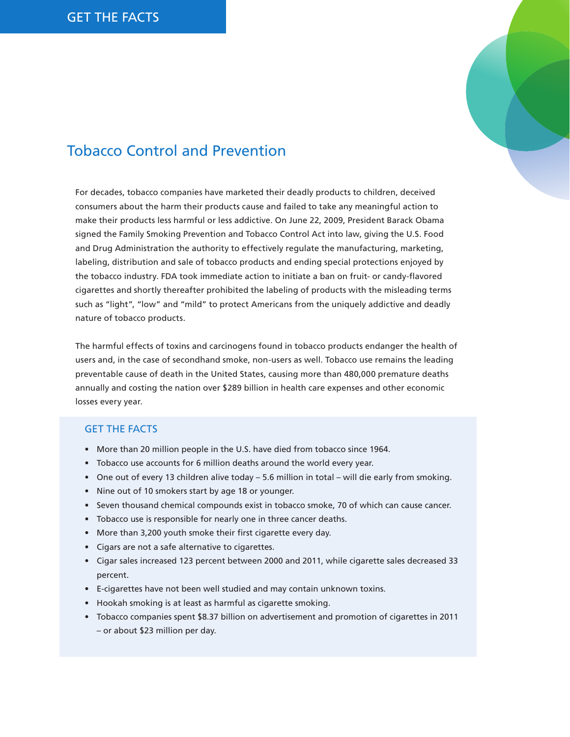GET THE FACTS

# Tobacco Control and Prevention

For decades, tobacco companies have marketed their deadly products to children, deceived consumers about the harm their products cause and failed to take any meaningful action to make their products less harmful or less addictive. On June 22, 2009, President Barack Obama signed the Family Smoking Prevention and Tobacco Control Act into law, giving the U.S. Food and Drug Administration the authority to effectively regulate the manufacturing, marketing, labeling, distribution and sale of tobacco products and ending special protections enjoyed by the tobacco industry. FDA took immediate action to initiate a ban on fruit- or candy-flavored cigarettes and shortly thereafter prohibited the labeling of products with the misleading terms such as "light", "low" and "mild" to protect Americans from the uniquely addictive and deadly nature of tobacco products.

The harmful effects of toxins and carcinogens found in tobacco products endanger the health of users and, in the case of secondhand smoke, non-users as well. Tobacco use remains the leading preventable cause of death in the United States, causing more than 480,000 premature deaths annually and costing the nation over $289 billion in health care expenses and other economic losses every year.

## GET THE FACTS

- More than 20 million people in the U.S. have died from tobacco since 1964.
- Tobacco use accounts for 6 million deaths around the world every year.
- One out of every 13 children alive today – 5.6 million in total – will die early from smoking.
- Nine out of 10 smokers start by age 18 or younger.
- Seven thousand chemical compounds exist in tobacco smoke, 70 of which can cause cancer.
- Tobacco use is responsible for nearly one in three cancer deaths.
- More than 3,200 youth smoke their first cigarette every day.
- Cigars are not a safe alternative to cigarettes.
- Cigar sales increased 123 percent between 2000 and 2011, while cigarette sales decreased 33 percent.
- E-cigarettes have not been well studied and may contain unknown toxins.
- Hookah smoking is at least as harmful as cigarette smoking.
- Tobacco companies spent $8.37 billion on advertisement and promotion of cigarettes in 2011 – or about $23 million per day.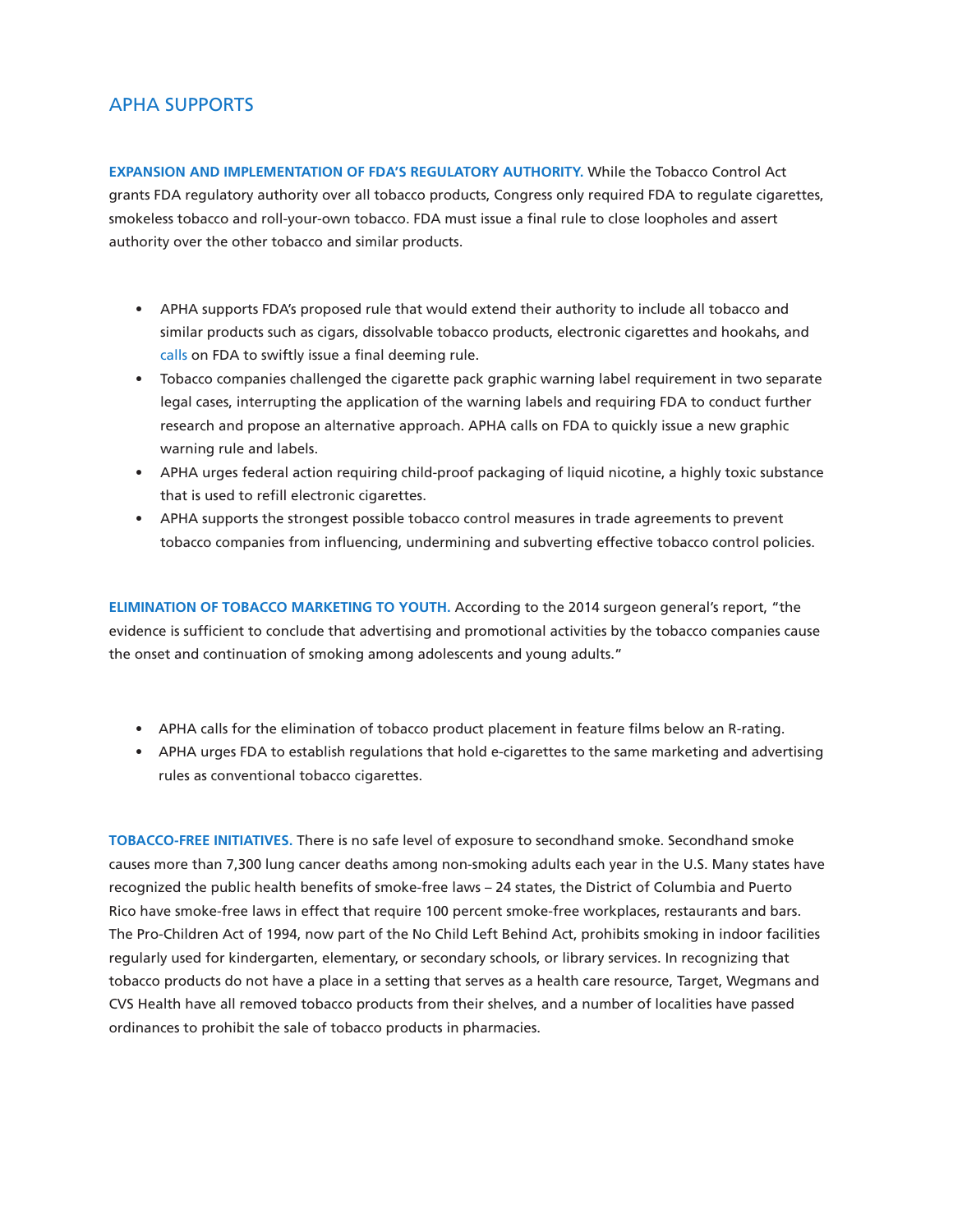## APHA SUPPORTS

**EXPANSION AND IMPLEMENTATION OF FDA'S REGULATORY AUTHORITY.** While the Tobacco Control Act grants FDA regulatory authority over all tobacco products, Congress only required FDA to regulate cigarettes, smokeless tobacco and roll-your-own tobacco. FDA must issue a final rule to close loopholes and assert authority over the other tobacco and similar products.

- APHA supports FDA's proposed rule that would extend their authority to include all tobacco and similar products such as cigars, dissolvable tobacco products, electronic cigarettes and hookahs, and calls on FDA to swiftly issue a final deeming rule.
- Tobacco companies challenged the cigarette pack graphic warning label requirement in two separate legal cases, interrupting the application of the warning labels and requiring FDA to conduct further research and propose an alternative approach. APHA calls on FDA to quickly issue a new graphic warning rule and labels.
- APHA urges federal action requiring child-proof packaging of liquid nicotine, a highly toxic substance that is used to refill electronic cigarettes.
- APHA supports the strongest possible tobacco control measures in trade agreements to prevent tobacco companies from influencing, undermining and subverting effective tobacco control policies.

**ELIMINATION OF TOBACCO MARKETING TO YOUTH.** According to the 2014 surgeon general's report, "the evidence is sufficient to conclude that advertising and promotional activities by the tobacco companies cause the onset and continuation of smoking among adolescents and young adults."

- APHA calls for the elimination of tobacco product placement in feature films below an R-rating.
- APHA urges FDA to establish regulations that hold e-cigarettes to the same marketing and advertising rules as conventional tobacco cigarettes.

**TOBACCO-FREE INITIATIVES.** There is no safe level of exposure to secondhand smoke. Secondhand smoke causes more than 7,300 lung cancer deaths among non-smoking adults each year in the U.S. Many states have recognized the public health benefits of smoke-free laws – 24 states, the District of Columbia and Puerto Rico have smoke-free laws in effect that require 100 percent smoke-free workplaces, restaurants and bars. The Pro-Children Act of 1994, now part of the No Child Left Behind Act, prohibits smoking in indoor facilities regularly used for kindergarten, elementary, or secondary schools, or library services. In recognizing that tobacco products do not have a place in a setting that serves as a health care resource, Target, Wegmans and CVS Health have all removed tobacco products from their shelves, and a number of localities have passed ordinances to prohibit the sale of tobacco products in pharmacies.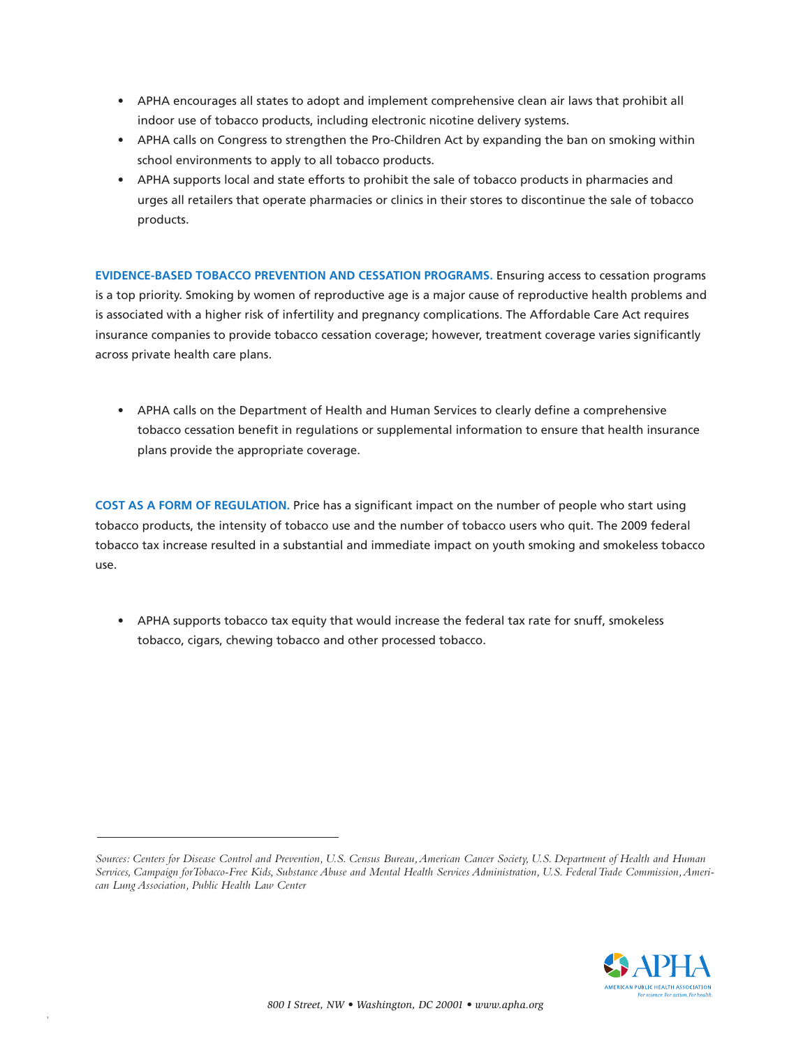- APHA encourages all states to adopt and implement comprehensive clean air laws that prohibit all indoor use of tobacco products, including electronic nicotine delivery systems.
- APHA calls on Congress to strengthen the Pro-Children Act by expanding the ban on smoking within school environments to apply to all tobacco products.
- APHA supports local and state efforts to prohibit the sale of tobacco products in pharmacies and urges all retailers that operate pharmacies or clinics in their stores to discontinue the sale of tobacco products.

**EVIDENCE-BASED TOBACCO PREVENTION AND CESSATION PROGRAMS.** Ensuring access to cessation programs is a top priority. Smoking by women of reproductive age is a major cause of reproductive health problems and is associated with a higher risk of infertility and pregnancy complications. The Affordable Care Act requires insurance companies to provide tobacco cessation coverage; however, treatment coverage varies significantly across private health care plans.

- APHA calls on the Department of Health and Human Services to clearly define a comprehensive tobacco cessation benefit in regulations or supplemental information to ensure that health insurance plans provide the appropriate coverage.

**COST AS A FORM OF REGULATION.** Price has a significant impact on the number of people who start using tobacco products, the intensity of tobacco use and the number of tobacco users who quit. The 2009 federal tobacco tax increase resulted in a substantial and immediate impact on youth smoking and smokeless tobacco use.

- APHA supports tobacco tax equity that would increase the federal tax rate for snuff, smokeless tobacco, cigars, chewing tobacco and other processed tobacco.

---

*Sources: Centers for Disease Control and Prevention, U.S. Census Bureau, American Cancer Society, U.S. Department of Health and Human Services, Campaign for Tobacco-Free Kids, Substance Abuse and Mental Health Services Administration, U.S. Federal Trade Commission, American Lung Association, Public Health Law Center*

APHA
AMERICAN PUBLIC HEALTH ASSOCIATION
*For science. For action. For health.*

*800 I Street, NW • Washington, DC 20001 • www.apha.org*